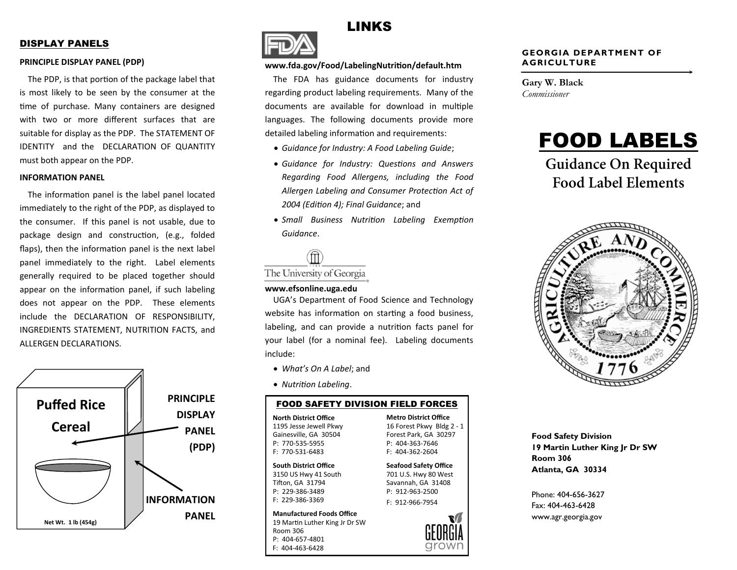## DISPLAY PANELS

### PRINCIPLE DISPLAY PANEL (PDP)

The PDP, is that portion of the package label that is most likely to be seen by the consumer at the time of purchase. Many containers are designed with two or more different surfaces that are suitable for display as the PDP. The STATEMENT OF IDENTITY and the DECLARATION OF QUANTITY must both appear on the PDP.

### INFORMATION PANEL

The information panel is the label panel located immediately to the right of the PDP, as displayed to the consumer. If this panel is not usable, due to package design and construction, (e.g., folded flaps), then the information panel is the next label panel immediately to the right. Label elements generally required to be placed together should appear on the information panel, if such labeling does not appear on the PDP. These elements include the DECLARATION OF RESPONSIBILITY, INGREDIENTS STATEMENT, NUTRITION FACTS, and ALLERGEN DECLARATIONS.

Puffed Rice Cereal

Net Wt. 1 lb (454g)

PRINCIPLE DISPLAY PANEL (PDP)

INFORMATION PANEL

## LINKS

FDA

**www.fda.gov/Food/LabelingNutrition/default.htm**

The FDA has guidance documents for industry regarding product labeling requirements. Many of the documents are available for download in multiple languages. The following documents provide more detailed labeling information and requirements:

- *Guidance for Industry: A Food Labeling Guide*;
- *Guidance for Industry: Questions and Answers Regarding Food Allergens, including the Food Allergen Labeling and Consumer Protection Act of 2004 (Edition 4); Final Guidance*; and
- *Small Business Nutrition Labeling Exemption Guidance*.

The University of Georgia

**www.efsonline.uga.edu**

UGA's Department of Food Science and Technology website has information on starting a food business, labeling, and can provide a nutrition facts panel for your label (for a nominal fee). Labeling documents include:

- *What's On A Label*; and
- *Nutrition Labeling*.

### FOOD SAFETY DIVISION FIELD FORCES

**North District Office**
1195 Jesse Jewell Pkwy
Gainesville, GA 30504
P: 770-535-5955
F: 770-531-6483

**Metro District Office**
16 Forest Pkwy Bldg 2 - 1
Forest Park, GA 30297
P: 404-363-7646
F: 404-362-2604

**South District Office**
3150 US Hwy 41 South
Tifton, GA 31794
P: 229-386-3489
F: 229-386-3369

**Seafood Safety Office**
701 U.S. Hwy 80 West
Savannah, GA 31408
P: 912-963-2500
F: 912-966-7954

**Manufactured Foods Office**
19 Martin Luther King Jr Dr SW
Room 306
P: 404-657-4801
F: 404-463-6428

GEORGIA grown

**GEORGIA DEPARTMENT OF AGRICULTURE**

**Gary W. Black**
*Commissioner*

# FOOD LABELS

## Guidance On Required Food Label Elements

AGRICULTURE AND COMMERCE 1776

**Food Safety Division**
**19 Martin Luther King Jr Dr SW**
**Room 306**
**Atlanta, GA 30334**

Phone: 404-656-3627
Fax: 404-463-6428
www.agr.georgia.gov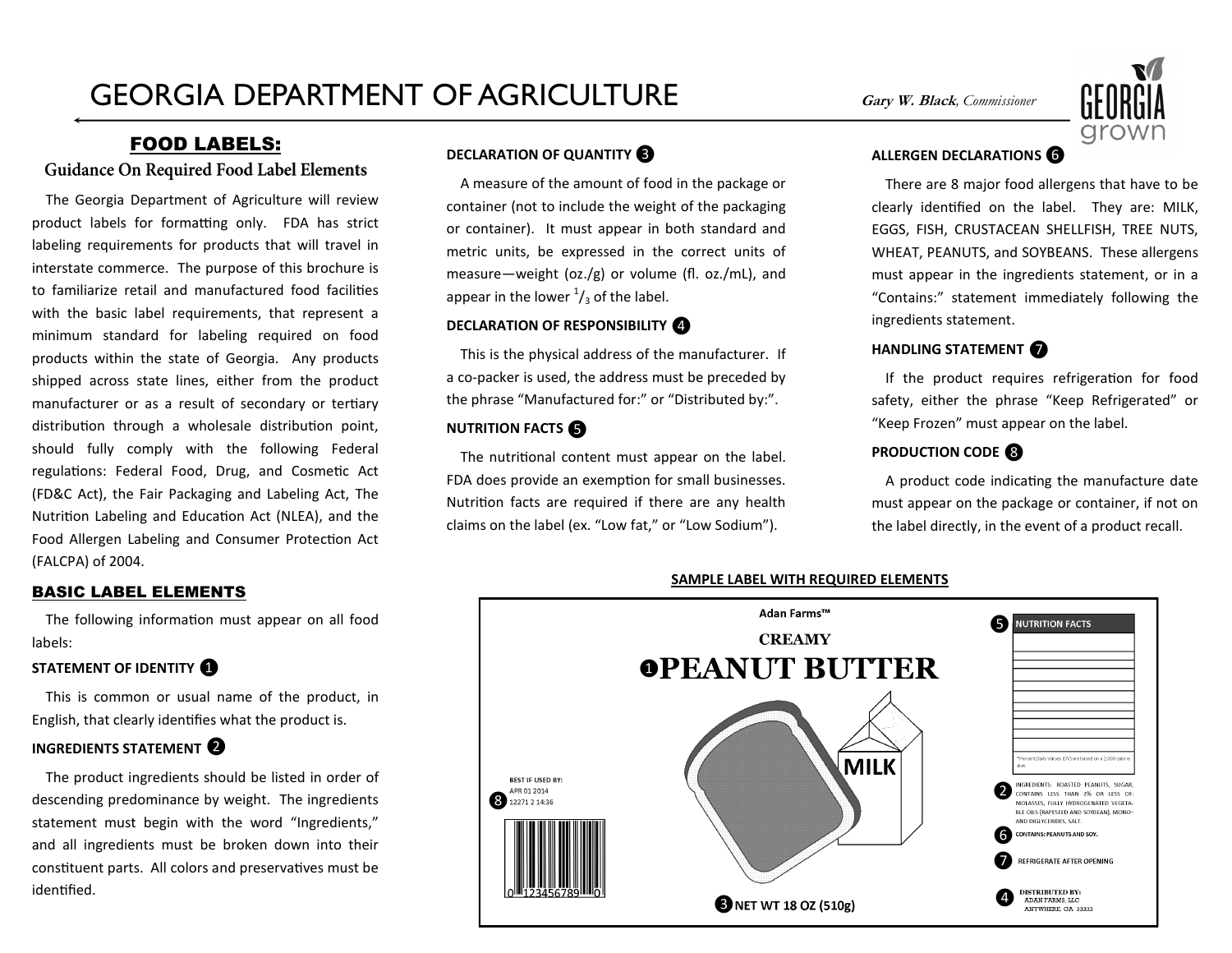# GEORGIA DEPARTMENT OF AGRICULTURE

*Gary W. Black, Commissioner*

GEORGIA grown

## FOOD LABELS:

### Guidance On Required Food Label Elements

The Georgia Department of Agriculture will review product labels for formatting only. FDA has strict labeling requirements for products that will travel in interstate commerce. The purpose of this brochure is to familiarize retail and manufactured food facilities with the basic label requirements, that represent a minimum standard for labeling required on food products within the state of Georgia. Any products shipped across state lines, either from the product manufacturer or as a result of secondary or tertiary distribution through a wholesale distribution point, should fully comply with the following Federal regulations: Federal Food, Drug, and Cosmetic Act (FD&C Act), the Fair Packaging and Labeling Act, The Nutrition Labeling and Education Act (NLEA), and the Food Allergen Labeling and Consumer Protection Act (FALCPA) of 2004.

## BASIC LABEL ELEMENTS

The following information must appear on all food labels:

### STATEMENT OF IDENTITY ❶

This is common or usual name of the product, in English, that clearly identifies what the product is.

### INGREDIENTS STATEMENT ❷

The product ingredients should be listed in order of descending predominance by weight. The ingredients statement must begin with the word "Ingredients," and all ingredients must be broken down into their constituent parts. All colors and preservatives must be identified.

### DECLARATION OF QUANTITY ❸

A measure of the amount of food in the package or container (not to include the weight of the packaging or container). It must appear in both standard and metric units, be expressed in the correct units of measure—weight (oz./g) or volume (fl. oz./mL), and appear in the lower $^{1}/_{3}$ of the label.

### DECLARATION OF RESPONSIBILITY ❹

This is the physical address of the manufacturer. If a co-packer is used, the address must be preceded by the phrase "Manufactured for:" or "Distributed by:".

### NUTRITION FACTS ❺

The nutritional content must appear on the label. FDA does provide an exemption for small businesses. Nutrition facts are required if there are any health claims on the label (ex. "Low fat," or "Low Sodium").

### ALLERGEN DECLARATIONS ❻

There are 8 major food allergens that have to be clearly identified on the label. They are: MILK, EGGS, FISH, CRUSTACEAN SHELLFISH, TREE NUTS, WHEAT, PEANUTS, and SOYBEANS. These allergens must appear in the ingredients statement, or in a "Contains:" statement immediately following the ingredients statement.

### HANDLING STATEMENT ❼

If the product requires refrigeration for food safety, either the phrase "Keep Refrigerated" or "Keep Frozen" must appear on the label.

### PRODUCTION CODE ❽

A product code indicating the manufacture date must appear on the package or container, if not on the label directly, in the event of a product recall.

### SAMPLE LABEL WITH REQUIRED ELEMENTS

Adan Farms™

CREAMY

❶ PEANUT BUTTER

MILK

❺ NUTRITION FACTS

*Percent Daily Values (DV) are based on a 2,000 calorie diet.

❷ INGREDIENTS: ROASTED PEANUTS, SUGAR, CONTAINS LESS THAN 2% OR LESS OF: MOLASSES, FULLY HYDROGENATED VEGETABLE OILS (RAPESEED AND SOYBEAN), MONO- AND DIGLYCERIDES, SALT.

❻ CONTAINS: PEANUTS AND SOY.

❼ REFRIGERATE AFTER OPENING

❽ BEST IF USED BY: APR 01 2014 12271 2 14:36

0 123456789 0

❸ NET WT 18 OZ (510g)

❹ DISTRIBUTED BY: ADAN FARMS, LLC ANYWHERE, GA 33333